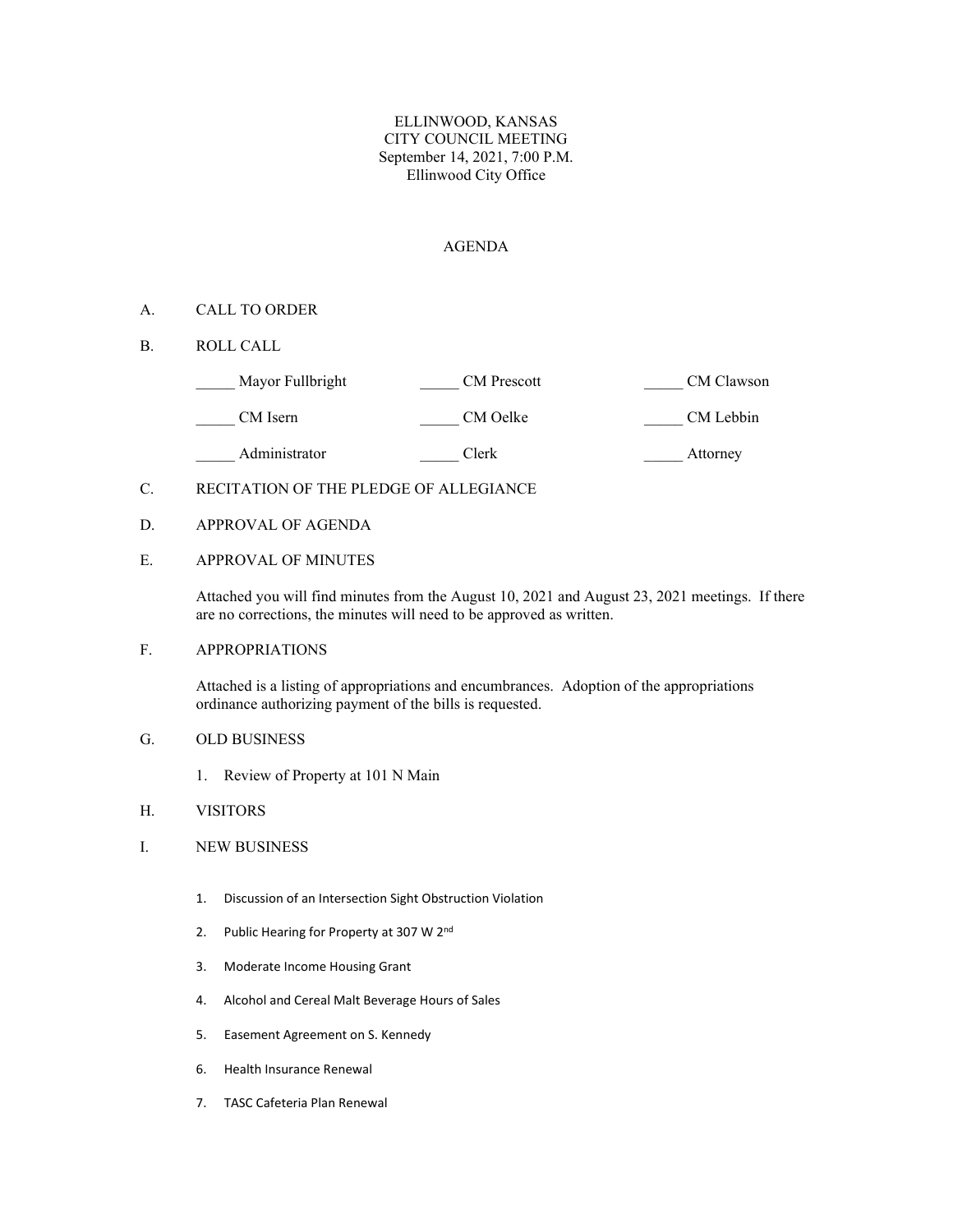ELLINWOOD, KANSAS
CITY COUNCIL MEETING
September 14, 2021, 7:00 P.M.
Ellinwood City Office

# AGENDA

A. CALL TO ORDER

B. ROLL CALL

| | | |
|---|---|---|
| _____ Mayor Fullbright | _____ CM Prescott | _____ CM Clawson |
| _____ CM Isern | _____ CM Oelke | _____ CM Lebbin |
| _____ Administrator | _____ Clerk | _____ Attorney |

C. RECITATION OF THE PLEDGE OF ALLEGIANCE

D. APPROVAL OF AGENDA

E. APPROVAL OF MINUTES

Attached you will find minutes from the August 10, 2021 and August 23, 2021 meetings. If there are no corrections, the minutes will need to be approved as written.

F. APPROPRIATIONS

Attached is a listing of appropriations and encumbrances. Adoption of the appropriations ordinance authorizing payment of the bills is requested.

G. OLD BUSINESS

1. Review of Property at 101 N Main

H. VISITORS

I. NEW BUSINESS

1. Discussion of an Intersection Sight Obstruction Violation
2. Public Hearing for Property at 307 W 2nd
3. Moderate Income Housing Grant
4. Alcohol and Cereal Malt Beverage Hours of Sales
5. Easement Agreement on S. Kennedy
6. Health Insurance Renewal
7. TASC Cafeteria Plan Renewal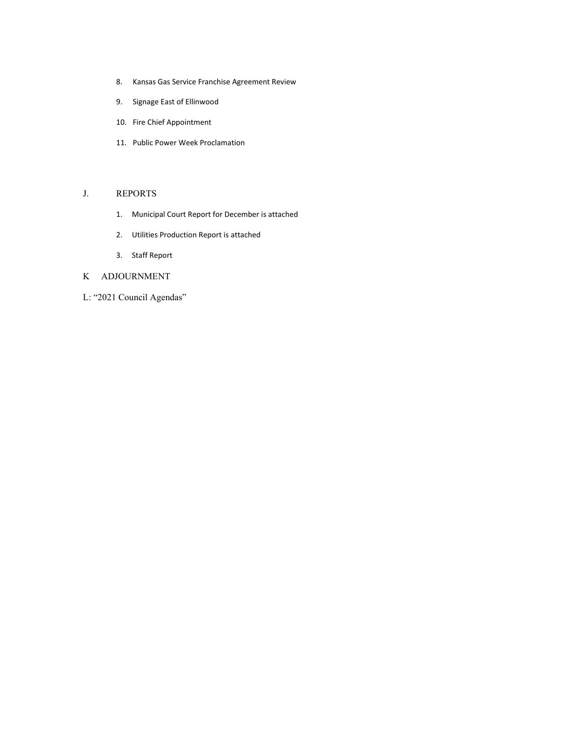8. Kansas Gas Service Franchise Agreement Review

9. Signage East of Ellinwood

10. Fire Chief Appointment

11. Public Power Week Proclamation

J. REPORTS

1. Municipal Court Report for December is attached

2. Utilities Production Report is attached

3. Staff Report

K ADJOURNMENT

L: "2021 Council Agendas"